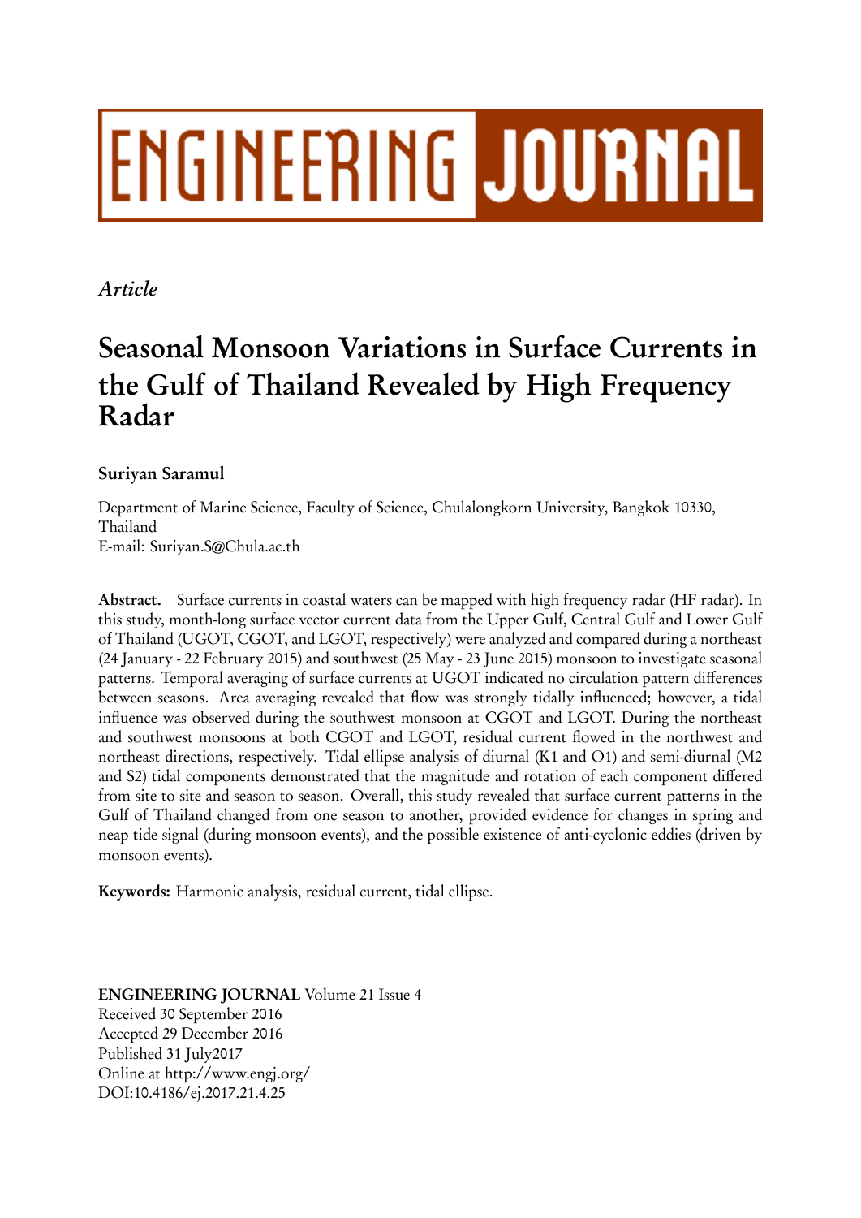# ENGINEERING JOURNAL

*Article*

# Seasonal Monsoon Variations in Surface Currents in the Gulf of Thailand Revealed by High Frequency Radar

**Suriyan Saramul**

Department of Marine Science, Faculty of Science, Chulalongkorn University, Bangkok 10330, Thailand
E-mail: Suriyan.S@Chula.ac.th

**Abstract.** Surface currents in coastal waters can be mapped with high frequency radar (HF radar). In this study, month-long surface vector current data from the Upper Gulf, Central Gulf and Lower Gulf of Thailand (UGOT, CGOT, and LGOT, respectively) were analyzed and compared during a northeast (24 January - 22 February 2015) and southwest (25 May - 23 June 2015) monsoon to investigate seasonal patterns. Temporal averaging of surface currents at UGOT indicated no circulation pattern differences between seasons. Area averaging revealed that flow was strongly tidally influenced; however, a tidal influence was observed during the southwest monsoon at CGOT and LGOT. During the northeast and southwest monsoons at both CGOT and LGOT, residual current flowed in the northwest and northeast directions, respectively. Tidal ellipse analysis of diurnal (K1 and O1) and semi-diurnal (M2 and S2) tidal components demonstrated that the magnitude and rotation of each component differed from site to site and season to season. Overall, this study revealed that surface current patterns in the Gulf of Thailand changed from one season to another, provided evidence for changes in spring and neap tide signal (during monsoon events), and the possible existence of anti-cyclonic eddies (driven by monsoon events).

**Keywords:** Harmonic analysis, residual current, tidal ellipse.

**ENGINEERING JOURNAL** Volume 21 Issue 4
Received 30 September 2016
Accepted 29 December 2016
Published 31 July2017
Online at http://www.engj.org/
DOI:10.4186/ej.2017.21.4.25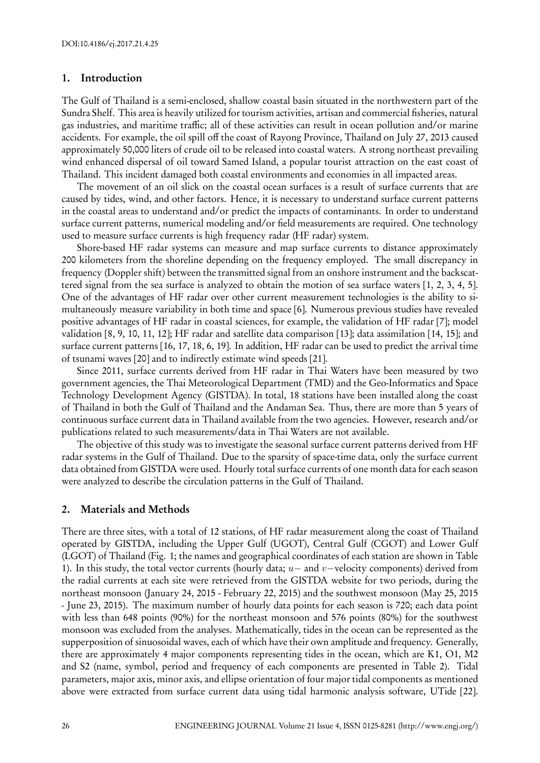DOI:10.4186/ej.2017.21.4.25

## 1. Introduction

The Gulf of Thailand is a semi-enclosed, shallow coastal basin situated in the northwestern part of the Sundra Shelf. This area is heavily utilized for tourism activities, artisan and commercial fisheries, natural gas industries, and maritime traffic; all of these activities can result in ocean pollution and/or marine accidents. For example, the oil spill off the coast of Rayong Province, Thailand on July 27, 2013 caused approximately 50,000 liters of crude oil to be released into coastal waters. A strong northeast prevailing wind enhanced dispersal of oil toward Samed Island, a popular tourist attraction on the east coast of Thailand. This incident damaged both coastal environments and economies in all impacted areas.

The movement of an oil slick on the coastal ocean surfaces is a result of surface currents that are caused by tides, wind, and other factors. Hence, it is necessary to understand surface current patterns in the coastal areas to understand and/or predict the impacts of contaminants. In order to understand surface current patterns, numerical modeling and/or field measurements are required. One technology used to measure surface currents is high frequency radar (HF radar) system.

Shore-based HF radar systems can measure and map surface currents to distance approximately 200 kilometers from the shoreline depending on the frequency employed. The small discrepancy in frequency (Doppler shift) between the transmitted signal from an onshore instrument and the backscattered signal from the sea surface is analyzed to obtain the motion of sea surface waters [1, 2, 3, 4, 5]. One of the advantages of HF radar over other current measurement technologies is the ability to simultaneously measure variability in both time and space [6]. Numerous previous studies have revealed positive advantages of HF radar in coastal sciences, for example, the validation of HF radar [7]; model validation [8, 9, 10, 11, 12]; HF radar and satellite data comparison [13]; data assimilation [14, 15]; and surface current patterns [16, 17, 18, 6, 19]. In addition, HF radar can be used to predict the arrival time of tsunami waves [20] and to indirectly estimate wind speeds [21].

Since 2011, surface currents derived from HF radar in Thai Waters have been measured by two government agencies, the Thai Meteorological Department (TMD) and the Geo-Informatics and Space Technology Development Agency (GISTDA). In total, 18 stations have been installed along the coast of Thailand in both the Gulf of Thailand and the Andaman Sea. Thus, there are more than 5 years of continuous surface current data in Thailand available from the two agencies. However, research and/or publications related to such measurements/data in Thai Waters are not available.

The objective of this study was to investigate the seasonal surface current patterns derived from HF radar systems in the Gulf of Thailand. Due to the sparsity of space-time data, only the surface current data obtained from GISTDA were used. Hourly total surface currents of one month data for each season were analyzed to describe the circulation patterns in the Gulf of Thailand.

## 2. Materials and Methods

There are three sites, with a total of 12 stations, of HF radar measurement along the coast of Thailand operated by GISTDA, including the Upper Gulf (UGOT), Central Gulf (CGOT) and Lower Gulf (LGOT) of Thailand (Fig. 1; the names and geographical coordinates of each station are shown in Table 1). In this study, the total vector currents (hourly data; $u-$ and $v-$velocity components) derived from the radial currents at each site were retrieved from the GISTDA website for two periods, during the northeast monsoon (January 24, 2015 - February 22, 2015) and the southwest monsoon (May 25, 2015 - June 23, 2015). The maximum number of hourly data points for each season is 720; each data point with less than 648 points (90%) for the northeast monsoon and 576 points (80%) for the southwest monsoon was excluded from the analyses. Mathematically, tides in the ocean can be represented as the supperposition of sinuosoidal waves, each of which have their own amplitude and frequency. Generally, there are approximately 4 major components representing tides in the ocean, which are K1, O1, M2 and S2 (name, symbol, period and frequency of each components are presented in Table 2). Tidal parameters, major axis, minor axis, and ellipse orientation of four major tidal components as mentioned above were extracted from surface current data using tidal harmonic analysis software, UTide [22].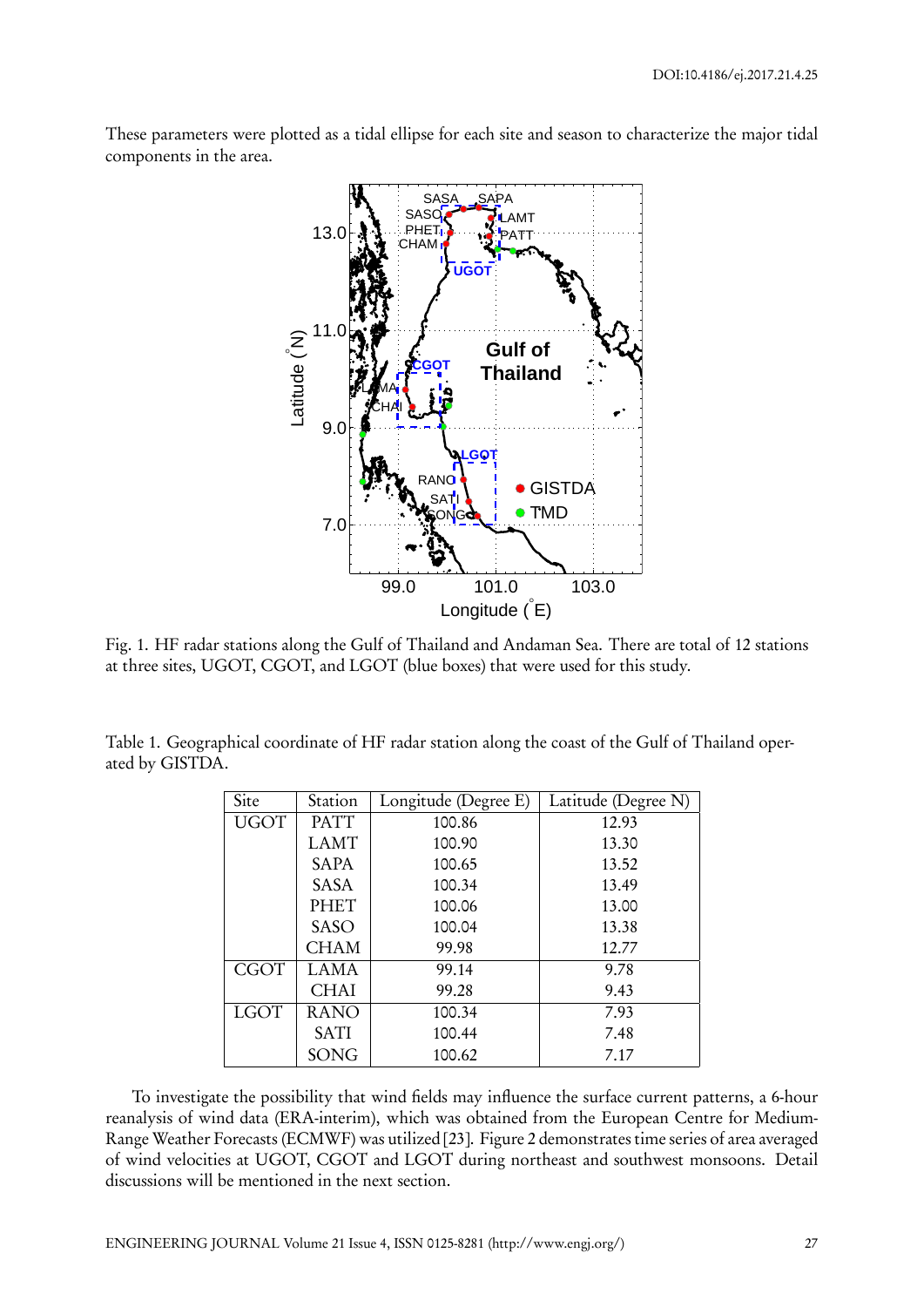These parameters were plotted as a tidal ellipse for each site and season to characterize the major tidal components in the area.

Fig. 1. HF radar stations along the Gulf of Thailand and Andaman Sea. There are total of 12 stations at three sites, UGOT, CGOT, and LGOT (blue boxes) that were used for this study.

Table 1. Geographical coordinate of HF radar station along the coast of the Gulf of Thailand operated by GISTDA.

| Site | Station | Longitude (Degree E) | Latitude (Degree N) |
|---|---|---|---|
| UGOT | PATT | 100.86 | 12.93 |
| | LAMT | 100.90 | 13.30 |
| | SAPA | 100.65 | 13.52 |
| | SASA | 100.34 | 13.49 |
| | PHET | 100.06 | 13.00 |
| | SASO | 100.04 | 13.38 |
| | CHAM | 99.98 | 12.77 |
| CGOT | LAMA | 99.14 | 9.78 |
| | CHAI | 99.28 | 9.43 |
| LGOT | RANO | 100.34 | 7.93 |
| | SATI | 100.44 | 7.48 |
| | SONG | 100.62 | 7.17 |

To investigate the possibility that wind fields may influence the surface current patterns, a 6-hour reanalysis of wind data (ERA-interim), which was obtained from the European Centre for Medium-Range Weather Forecasts (ECMWF) was utilized [23]. Figure 2 demonstrates time series of area averaged of wind velocities at UGOT, CGOT and LGOT during northeast and southwest monsoons. Detail discussions will be mentioned in the next section.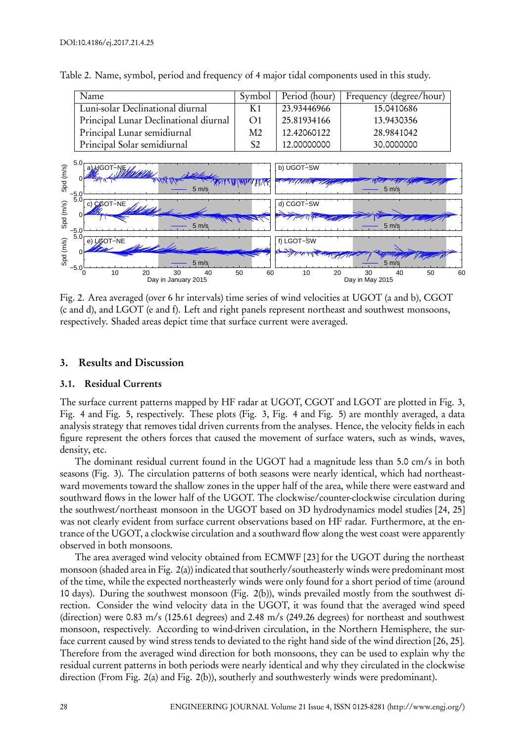Table 2. Name, symbol, period and frequency of 4 major tidal components used in this study.

| Name | Symbol | Period (hour) | Frequency (degree/hour) |
|---|---|---|---|
| Luni-solar Declinational diurnal | K1 | 23.93446966 | 15.0410686 |
| Principal Lunar Declinational diurnal | O1 | 25.81934166 | 13.9430356 |
| Principal Lunar semidiurnal | M2 | 12.42060122 | 28.9841042 |
| Principal Solar semidiurnal | S2 | 12.00000000 | 30.0000000 |

Fig. 2. Area averaged (over 6 hr intervals) time series of wind velocities at UGOT (a and b), CGOT (c and d), and LGOT (e and f). Left and right panels represent northeast and southwest monsoons, respectively. Shaded areas depict time that surface current were averaged.

## 3. Results and Discussion

### 3.1. Residual Currents

The surface current patterns mapped by HF radar at UGOT, CGOT and LGOT are plotted in Fig. 3, Fig. 4 and Fig. 5, respectively. These plots (Fig. 3, Fig. 4 and Fig. 5) are monthly averaged, a data analysis strategy that removes tidal driven currents from the analyses. Hence, the velocity fields in each figure represent the others forces that caused the movement of surface waters, such as winds, waves, density, etc.

The dominant residual current found in the UGOT had a magnitude less than 5.0 cm/s in both seasons (Fig. 3). The circulation patterns of both seasons were nearly identical, which had northeastward movements toward the shallow zones in the upper half of the area, while there were eastward and southward flows in the lower half of the UGOT. The clockwise/counter-clockwise circulation during the southwest/northeast monsoon in the UGOT based on 3D hydrodynamics model studies [24, 25] was not clearly evident from surface current observations based on HF radar. Furthermore, at the entrance of the UGOT, a clockwise circulation and a southward flow along the west coast were apparently observed in both monsoons.

The area averaged wind velocity obtained from ECMWF [23] for the UGOT during the northeast monsoon (shaded area in Fig. 2(a)) indicated that southerly/southeasterly winds were predominant most of the time, while the expected northeasterly winds were only found for a short period of time (around 10 days). During the southwest monsoon (Fig. 2(b)), winds prevailed mostly from the southwest direction. Consider the wind velocity data in the UGOT, it was found that the averaged wind speed (direction) were 0.83 m/s (125.61 degrees) and 2.48 m/s (249.26 degrees) for northeast and southwest monsoon, respectively. According to wind-driven circulation, in the Northern Hemisphere, the surface current caused by wind stress tends to deviated to the right hand side of the wind direction [26, 25]. Therefore from the averaged wind direction for both monsoons, they can be used to explain why the residual current patterns in both periods were nearly identical and why they circulated in the clockwise direction (From Fig. 2(a) and Fig. 2(b)), southerly and southwesterly winds were predominant).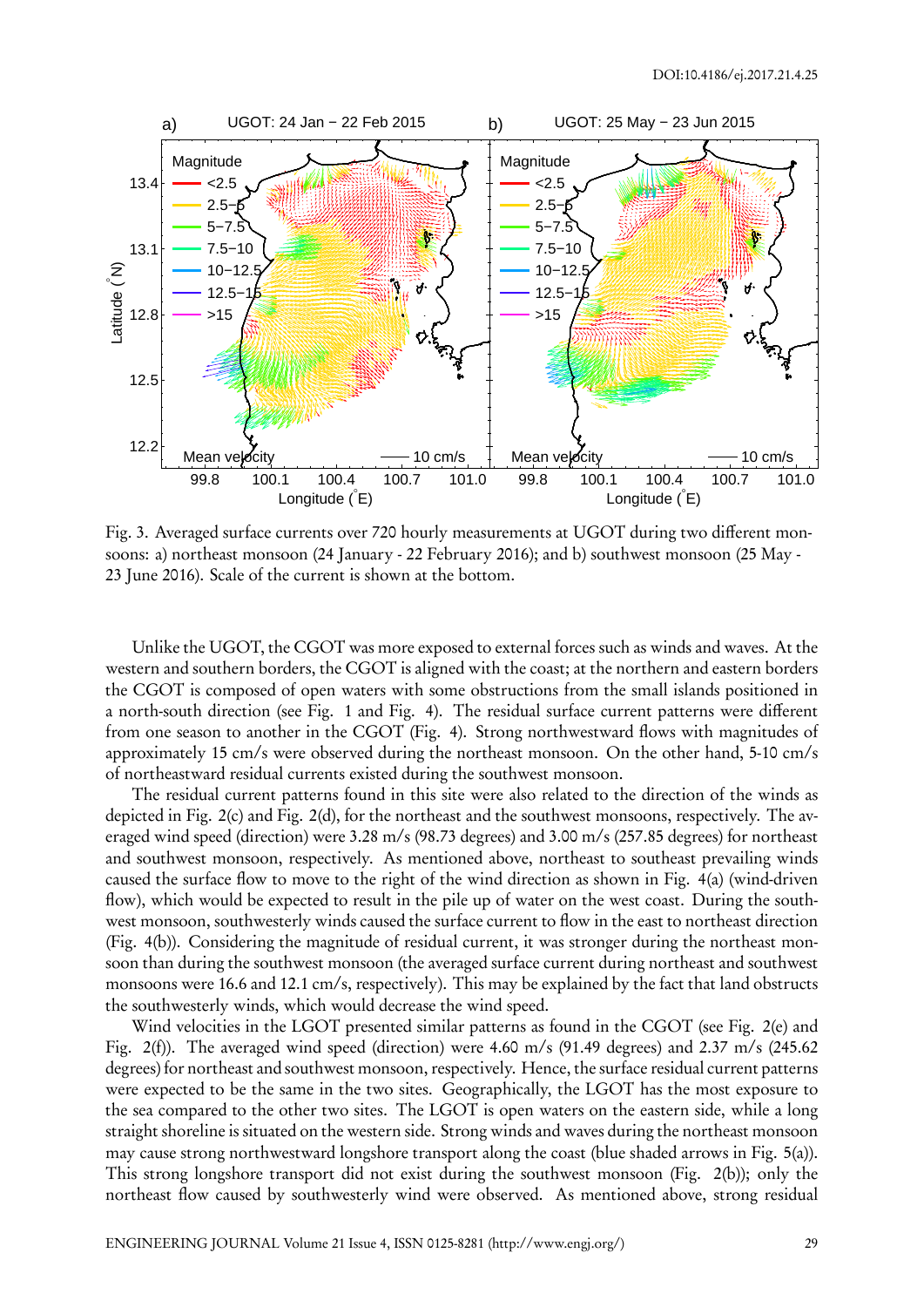Fig. 3. Averaged surface currents over 720 hourly measurements at UGOT during two different monsoons: a) northeast monsoon (24 January - 22 February 2016); and b) southwest monsoon (25 May - 23 June 2016). Scale of the current is shown at the bottom.

Unlike the UGOT, the CGOT was more exposed to external forces such as winds and waves. At the western and southern borders, the CGOT is aligned with the coast; at the northern and eastern borders the CGOT is composed of open waters with some obstructions from the small islands positioned in a north-south direction (see Fig. 1 and Fig. 4). The residual surface current patterns were different from one season to another in the CGOT (Fig. 4). Strong northwestward flows with magnitudes of approximately 15 cm/s were observed during the northeast monsoon. On the other hand, 5-10 cm/s of northeastward residual currents existed during the southwest monsoon.

The residual current patterns found in this site were also related to the direction of the winds as depicted in Fig. 2(c) and Fig. 2(d), for the northeast and the southwest monsoons, respectively. The averaged wind speed (direction) were 3.28 m/s (98.73 degrees) and 3.00 m/s (257.85 degrees) for northeast and southwest monsoon, respectively. As mentioned above, northeast to southeast prevailing winds caused the surface flow to move to the right of the wind direction as shown in Fig. 4(a) (wind-driven flow), which would be expected to result in the pile up of water on the west coast. During the southwest monsoon, southwesterly winds caused the surface current to flow in the east to northeast direction (Fig. 4(b)). Considering the magnitude of residual current, it was stronger during the northeast monsoon than during the southwest monsoon (the averaged surface current during northeast and southwest monsoons were 16.6 and 12.1 cm/s, respectively). This may be explained by the fact that land obstructs the southwesterly winds, which would decrease the wind speed.

Wind velocities in the LGOT presented similar patterns as found in the CGOT (see Fig. 2(e) and Fig. 2(f)). The averaged wind speed (direction) were 4.60 m/s (91.49 degrees) and 2.37 m/s (245.62 degrees) for northeast and southwest monsoon, respectively. Hence, the surface residual current patterns were expected to be the same in the two sites. Geographically, the LGOT has the most exposure to the sea compared to the other two sites. The LGOT is open waters on the eastern side, while a long straight shoreline is situated on the western side. Strong winds and waves during the northeast monsoon may cause strong northwestward longshore transport along the coast (blue shaded arrows in Fig. 5(a)). This strong longshore transport did not exist during the southwest monsoon (Fig. 2(b)); only the northeast flow caused by southwesterly wind were observed. As mentioned above, strong residual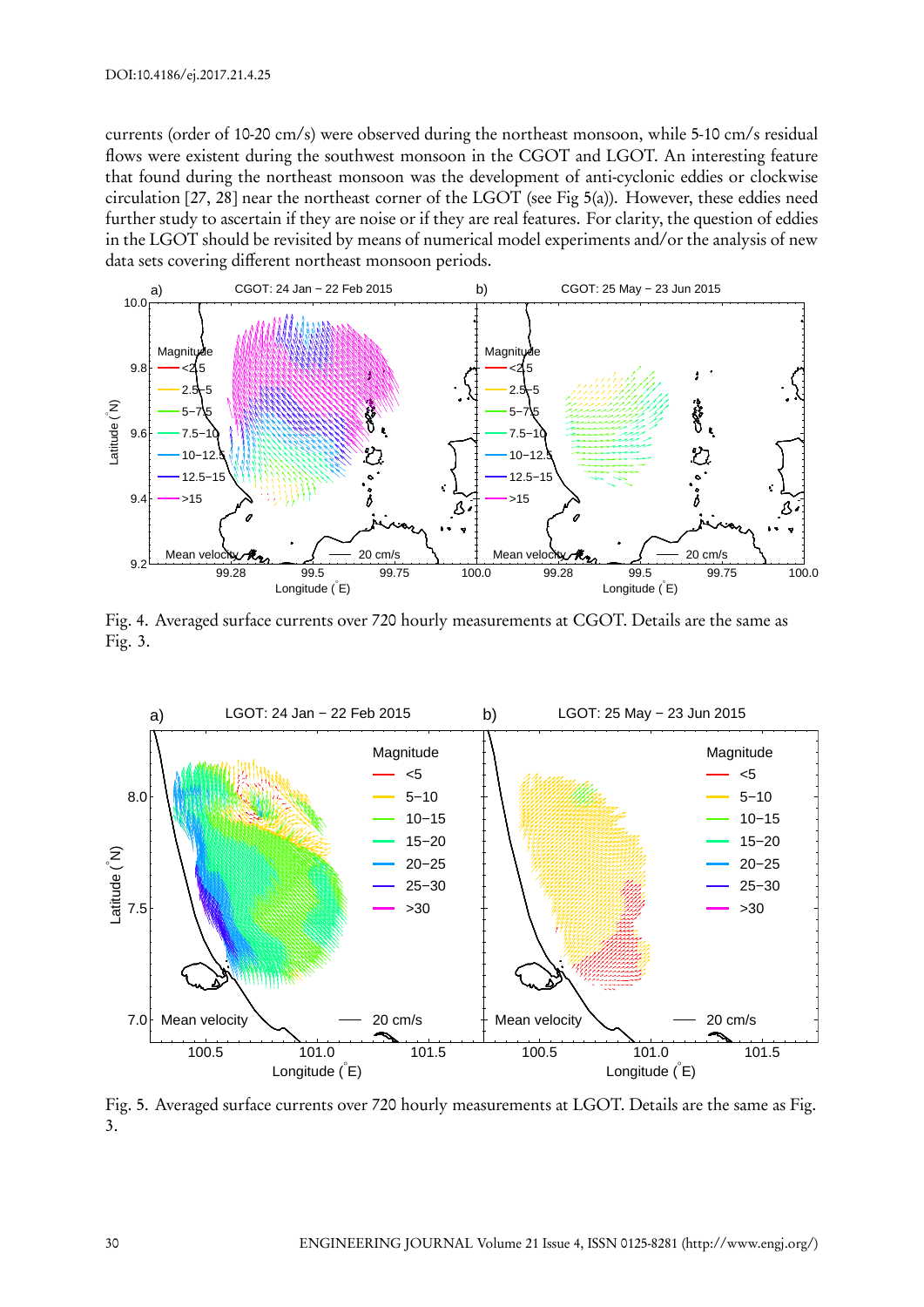currents (order of 10-20 cm/s) were observed during the northeast monsoon, while 5-10 cm/s residual flows were existent during the southwest monsoon in the CGOT and LGOT. An interesting feature that found during the northeast monsoon was the development of anti-cyclonic eddies or clockwise circulation [27, 28] near the northeast corner of the LGOT (see Fig 5(a)). However, these eddies need further study to ascertain if they are noise or if they are real features. For clarity, the question of eddies in the LGOT should be revisited by means of numerical model experiments and/or the analysis of new data sets covering different northeast monsoon periods.

Fig. 4. Averaged surface currents over 720 hourly measurements at CGOT. Details are the same as Fig. 3.

Fig. 5. Averaged surface currents over 720 hourly measurements at LGOT. Details are the same as Fig. 3.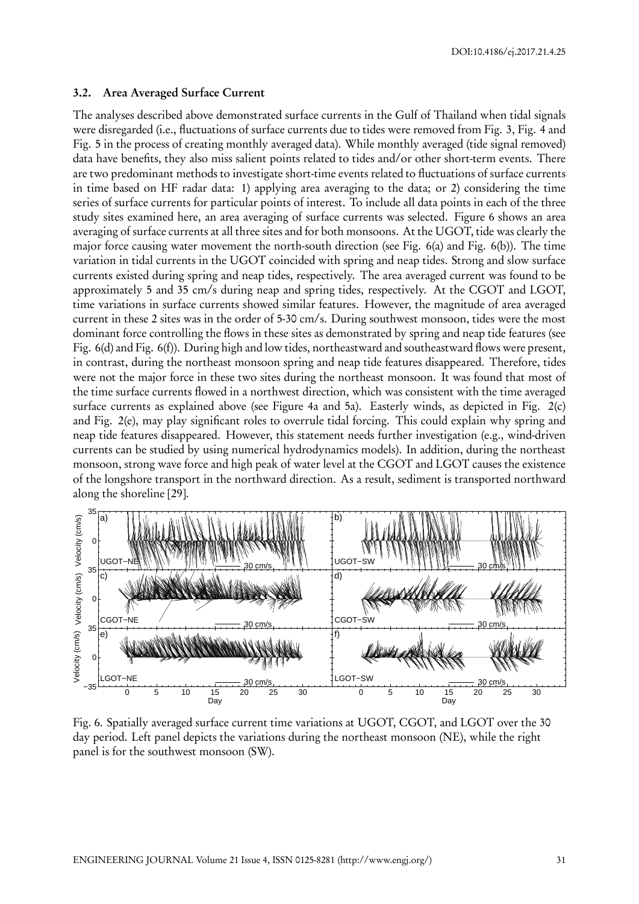### 3.2. Area Averaged Surface Current

The analyses described above demonstrated surface currents in the Gulf of Thailand when tidal signals were disregarded (i.e., fluctuations of surface currents due to tides were removed from Fig. 3, Fig. 4 and Fig. 5 in the process of creating monthly averaged data). While monthly averaged (tide signal removed) data have benefits, they also miss salient points related to tides and/or other short-term events. There are two predominant methods to investigate short-time events related to fluctuations of surface currents in time based on HF radar data: 1) applying area averaging to the data; or 2) considering the time series of surface currents for particular points of interest. To include all data points in each of the three study sites examined here, an area averaging of surface currents was selected. Figure 6 shows an area averaging of surface currents at all three sites and for both monsoons. At the UGOT, tide was clearly the major force causing water movement the north-south direction (see Fig. 6(a) and Fig. 6(b)). The time variation in tidal currents in the UGOT coincided with spring and neap tides. Strong and slow surface currents existed during spring and neap tides, respectively. The area averaged current was found to be approximately 5 and 35 cm/s during neap and spring tides, respectively. At the CGOT and LGOT, time variations in surface currents showed similar features. However, the magnitude of area averaged current in these 2 sites was in the order of 5-30 cm/s. During southwest monsoon, tides were the most dominant force controlling the flows in these sites as demonstrated by spring and neap tide features (see Fig. 6(d) and Fig. 6(f)). During high and low tides, northeastward and southeastward flows were present, in contrast, during the northeast monsoon spring and neap tide features disappeared. Therefore, tides were not the major force in these two sites during the northeast monsoon. It was found that most of the time surface currents flowed in a northwest direction, which was consistent with the time averaged surface currents as explained above (see Figure 4a and 5a). Easterly winds, as depicted in Fig. 2(c) and Fig. 2(e), may play significant roles to overrule tidal forcing. This could explain why spring and neap tide features disappeared. However, this statement needs further investigation (e.g., wind-driven currents can be studied by using numerical hydrodynamics models). In addition, during the northeast monsoon, strong wave force and high peak of water level at the CGOT and LGOT causes the existence of the longshore transport in the northward direction. As a result, sediment is transported northward along the shoreline [29].

Fig. 6. Spatially averaged surface current time variations at UGOT, CGOT, and LGOT over the 30 day period. Left panel depicts the variations during the northeast monsoon (NE), while the right panel is for the southwest monsoon (SW).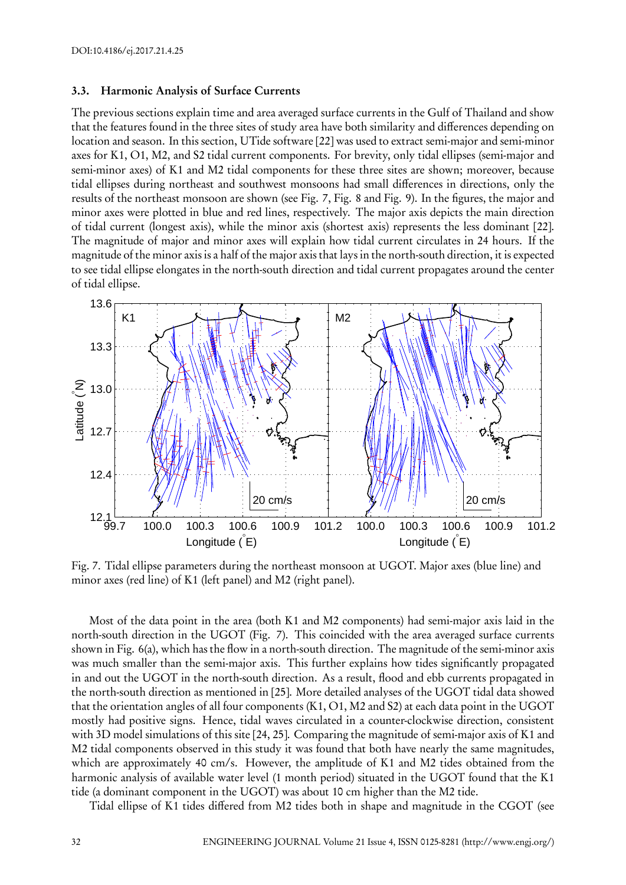### 3.3. Harmonic Analysis of Surface Currents

The previous sections explain time and area averaged surface currents in the Gulf of Thailand and show that the features found in the three sites of study area have both similarity and differences depending on location and season. In this section, UTide software [22] was used to extract semi-major and semi-minor axes for K1, O1, M2, and S2 tidal current components. For brevity, only tidal ellipses (semi-major and semi-minor axes) of K1 and M2 tidal components for these three sites are shown; moreover, because tidal ellipses during northeast and southwest monsoons had small differences in directions, only the results of the northeast monsoon are shown (see Fig. 7, Fig. 8 and Fig. 9). In the figures, the major and minor axes were plotted in blue and red lines, respectively. The major axis depicts the main direction of tidal current (longest axis), while the minor axis (shortest axis) represents the less dominant [22]. The magnitude of major and minor axes will explain how tidal current circulates in 24 hours. If the magnitude of the minor axis is a half of the major axis that lays in the north-south direction, it is expected to see tidal ellipse elongates in the north-south direction and tidal current propagates around the center of tidal ellipse.

Fig. 7. Tidal ellipse parameters during the northeast monsoon at UGOT. Major axes (blue line) and minor axes (red line) of K1 (left panel) and M2 (right panel).

Most of the data point in the area (both K1 and M2 components) had semi-major axis laid in the north-south direction in the UGOT (Fig. 7). This coincided with the area averaged surface currents shown in Fig. 6(a), which has the flow in a north-south direction. The magnitude of the semi-minor axis was much smaller than the semi-major axis. This further explains how tides significantly propagated in and out the UGOT in the north-south direction. As a result, flood and ebb currents propagated in the north-south direction as mentioned in [25]. More detailed analyses of the UGOT tidal data showed that the orientation angles of all four components (K1, O1, M2 and S2) at each data point in the UGOT mostly had positive signs. Hence, tidal waves circulated in a counter-clockwise direction, consistent with 3D model simulations of this site [24, 25]. Comparing the magnitude of semi-major axis of K1 and M2 tidal components observed in this study it was found that both have nearly the same magnitudes, which are approximately 40 cm/s. However, the amplitude of K1 and M2 tides obtained from the harmonic analysis of available water level (1 month period) situated in the UGOT found that the K1 tide (a dominant component in the UGOT) was about 10 cm higher than the M2 tide.

Tidal ellipse of K1 tides differed from M2 tides both in shape and magnitude in the CGOT (see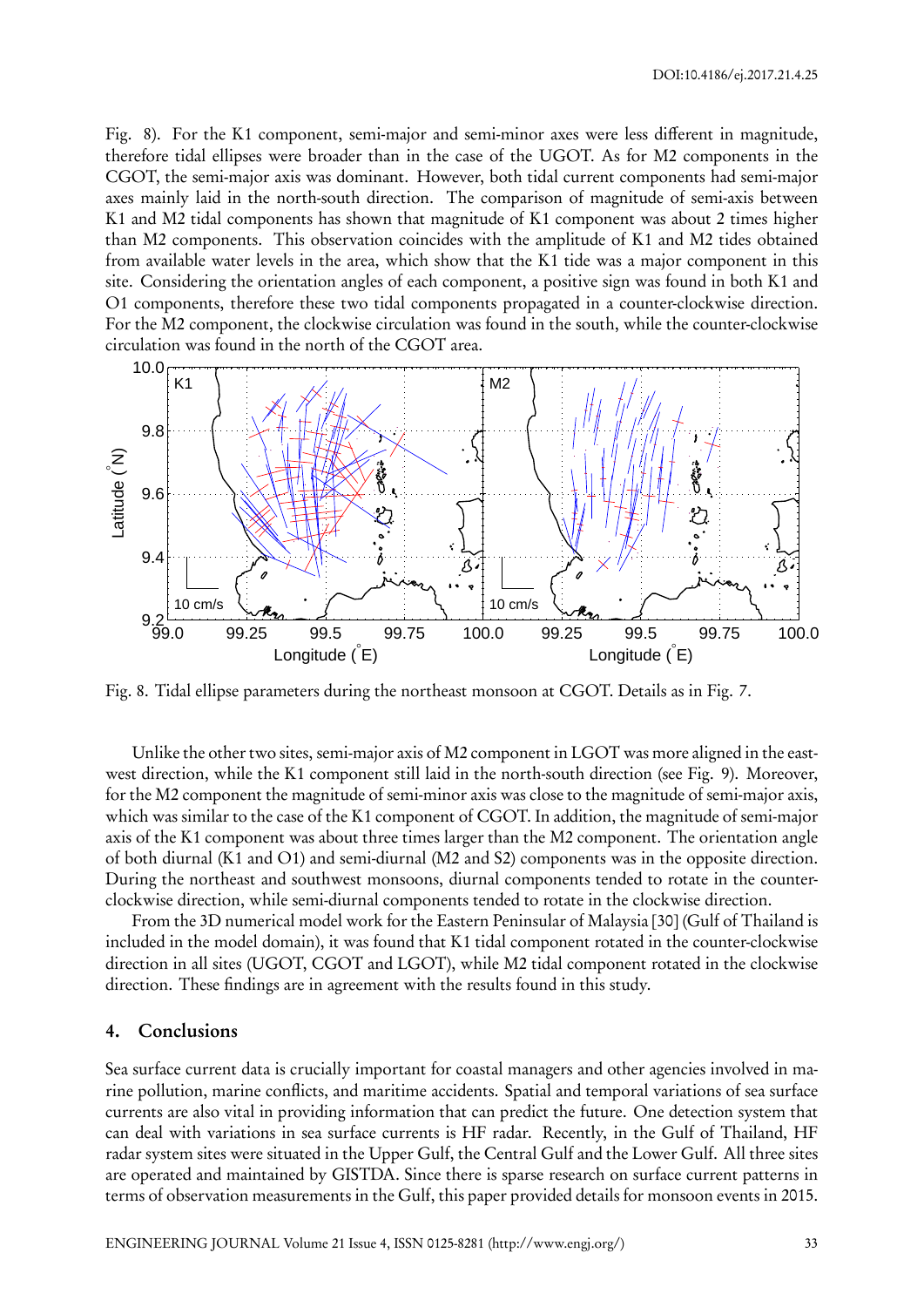Fig. 8). For the K1 component, semi-major and semi-minor axes were less different in magnitude, therefore tidal ellipses were broader than in the case of the UGOT. As for M2 components in the CGOT, the semi-major axis was dominant. However, both tidal current components had semi-major axes mainly laid in the north-south direction. The comparison of magnitude of semi-axis between K1 and M2 tidal components has shown that magnitude of K1 component was about 2 times higher than M2 components. This observation coincides with the amplitude of K1 and M2 tides obtained from available water levels in the area, which show that the K1 tide was a major component in this site. Considering the orientation angles of each component, a positive sign was found in both K1 and O1 components, therefore these two tidal components propagated in a counter-clockwise direction. For the M2 component, the clockwise circulation was found in the south, while the counter-clockwise circulation was found in the north of the CGOT area.

Fig. 8. Tidal ellipse parameters during the northeast monsoon at CGOT. Details as in Fig. 7.

Unlike the other two sites, semi-major axis of M2 component in LGOT was more aligned in the east-west direction, while the K1 component still laid in the north-south direction (see Fig. 9). Moreover, for the M2 component the magnitude of semi-minor axis was close to the magnitude of semi-major axis, which was similar to the case of the K1 component of CGOT. In addition, the magnitude of semi-major axis of the K1 component was about three times larger than the M2 component. The orientation angle of both diurnal (K1 and O1) and semi-diurnal (M2 and S2) components was in the opposite direction. During the northeast and southwest monsoons, diurnal components tended to rotate in the counter-clockwise direction, while semi-diurnal components tended to rotate in the clockwise direction.

From the 3D numerical model work for the Eastern Peninsular of Malaysia [30] (Gulf of Thailand is included in the model domain), it was found that K1 tidal component rotated in the counter-clockwise direction in all sites (UGOT, CGOT and LGOT), while M2 tidal component rotated in the clockwise direction. These findings are in agreement with the results found in this study.

## 4. Conclusions

Sea surface current data is crucially important for coastal managers and other agencies involved in marine pollution, marine conflicts, and maritime accidents. Spatial and temporal variations of sea surface currents are also vital in providing information that can predict the future. One detection system that can deal with variations in sea surface currents is HF radar. Recently, in the Gulf of Thailand, HF radar system sites were situated in the Upper Gulf, the Central Gulf and the Lower Gulf. All three sites are operated and maintained by GISTDA. Since there is sparse research on surface current patterns in terms of observation measurements in the Gulf, this paper provided details for monsoon events in 2015.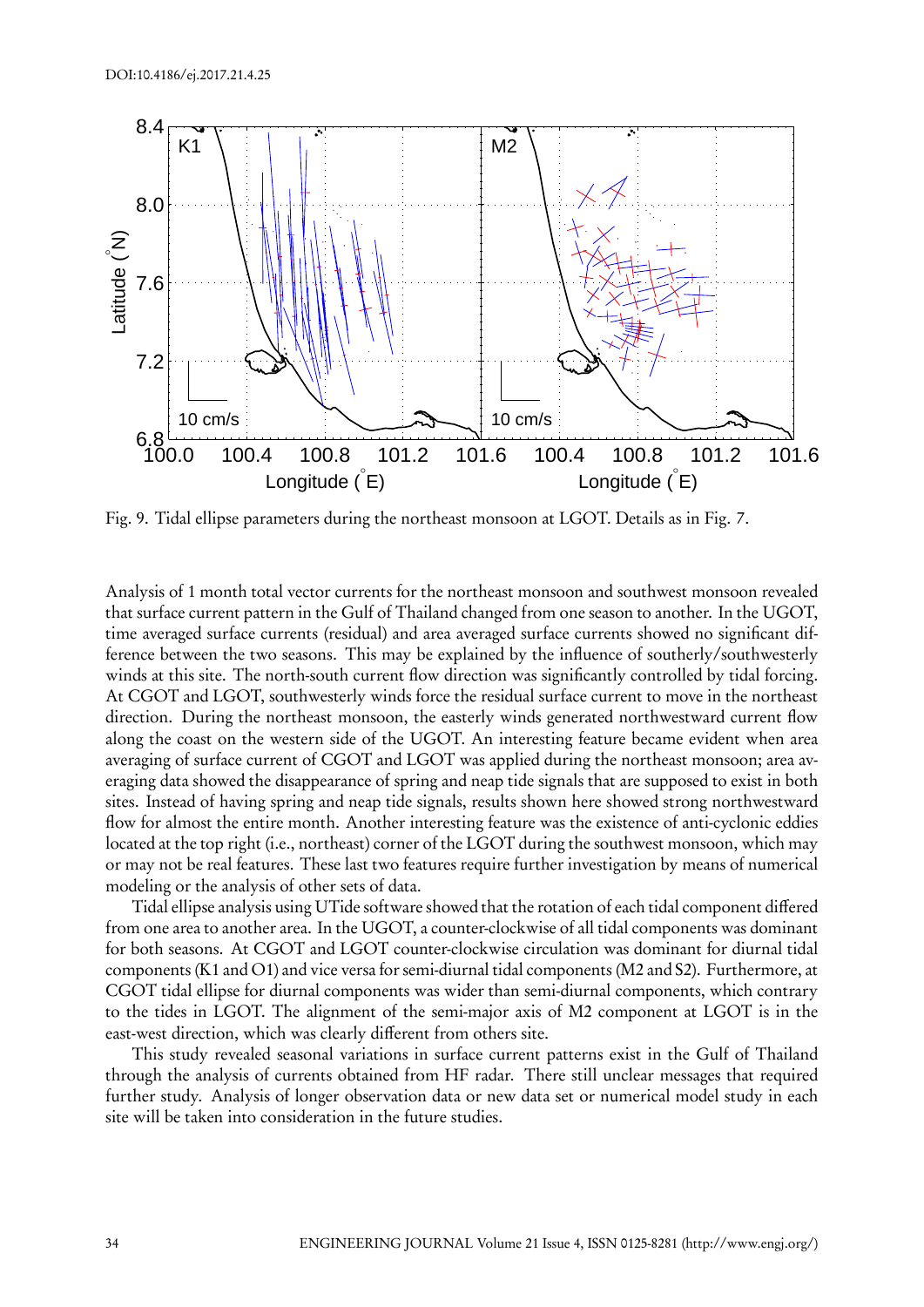Fig. 9. Tidal ellipse parameters during the northeast monsoon at LGOT. Details as in Fig. 7.

Analysis of 1 month total vector currents for the northeast monsoon and southwest monsoon revealed that surface current pattern in the Gulf of Thailand changed from one season to another. In the UGOT, time averaged surface currents (residual) and area averaged surface currents showed no significant difference between the two seasons. This may be explained by the influence of southerly/southwesterly winds at this site. The north-south current flow direction was significantly controlled by tidal forcing. At CGOT and LGOT, southwesterly winds force the residual surface current to move in the northeast direction. During the northeast monsoon, the easterly winds generated northwestward current flow along the coast on the western side of the UGOT. An interesting feature became evident when area averaging of surface current of CGOT and LGOT was applied during the northeast monsoon; area averaging data showed the disappearance of spring and neap tide signals that are supposed to exist in both sites. Instead of having spring and neap tide signals, results shown here showed strong northwestward flow for almost the entire month. Another interesting feature was the existence of anti-cyclonic eddies located at the top right (i.e., northeast) corner of the LGOT during the southwest monsoon, which may or may not be real features. These last two features require further investigation by means of numerical modeling or the analysis of other sets of data.

Tidal ellipse analysis using UTide software showed that the rotation of each tidal component differed from one area to another area. In the UGOT, a counter-clockwise of all tidal components was dominant for both seasons. At CGOT and LGOT counter-clockwise circulation was dominant for diurnal tidal components (K1 and O1) and vice versa for semi-diurnal tidal components (M2 and S2). Furthermore, at CGOT tidal ellipse for diurnal components was wider than semi-diurnal components, which contrary to the tides in LGOT. The alignment of the semi-major axis of M2 component at LGOT is in the east-west direction, which was clearly different from others site.

This study revealed seasonal variations in surface current patterns exist in the Gulf of Thailand through the analysis of currents obtained from HF radar. There still unclear messages that required further study. Analysis of longer observation data or new data set or numerical model study in each site will be taken into consideration in the future studies.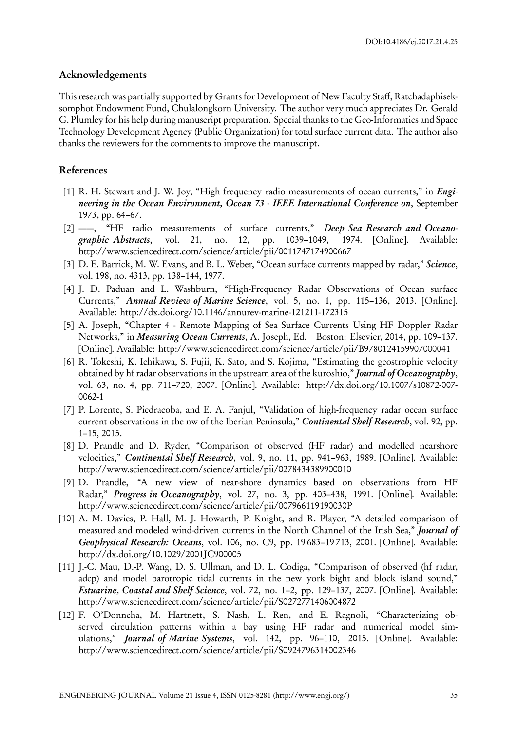## Acknowledgements

This research was partially supported by Grants for Development of New Faculty Staff, Ratchadaphiseksomphot Endowment Fund, Chulalongkorn University. The author very much appreciates Dr. Gerald G. Plumley for his help during manuscript preparation. Special thanks to the Geo-Informatics and Space Technology Development Agency (Public Organization) for total surface current data. The author also thanks the reviewers for the comments to improve the manuscript.

## References

[1] R. H. Stewart and J. W. Joy, "High frequency radio measurements of ocean currents," in ***Engineering in the Ocean Environment, Ocean 73 - IEEE International Conference on***, September 1973, pp. 64–67.

[2] ——, "HF radio measurements of surface currents," ***Deep Sea Research and Oceanographic Abstracts***, vol. 21, no. 12, pp. 1039–1049, 1974. [Online]. Available: http://www.sciencedirect.com/science/article/pii/0011747174900667

[3] D. E. Barrick, M. W. Evans, and B. L. Weber, "Ocean surface currents mapped by radar," ***Science***, vol. 198, no. 4313, pp. 138–144, 1977.

[4] J. D. Paduan and L. Washburn, "High-Frequency Radar Observations of Ocean surface Currents," ***Annual Review of Marine Science***, vol. 5, no. 1, pp. 115–136, 2013. [Online]. Available: http://dx.doi.org/10.1146/annurev-marine-121211-172315

[5] A. Joseph, "Chapter 4 - Remote Mapping of Sea Surface Currents Using HF Doppler Radar Networks," in ***Measuring Ocean Currents***, A. Joseph, Ed. Boston: Elsevier, 2014, pp. 109–137. [Online]. Available: http://www.sciencedirect.com/science/article/pii/B9780124159907000041

[6] R. Tokeshi, K. Ichikawa, S. Fujii, K. Sato, and S. Kojima, "Estimating the geostrophic velocity obtained by hf radar observations in the upstream area of the kuroshio," ***Journal of Oceanography***, vol. 63, no. 4, pp. 711–720, 2007. [Online]. Available: http://dx.doi.org/10.1007/s10872-007-0062-1

[7] P. Lorente, S. Piedracoba, and E. A. Fanjul, "Validation of high-frequency radar ocean surface current observations in the nw of the Iberian Peninsula," ***Continental Shelf Research***, vol. 92, pp. 1–15, 2015.

[8] D. Prandle and D. Ryder, "Comparison of observed (HF radar) and modelled nearshore velocities," ***Continental Shelf Research***, vol. 9, no. 11, pp. 941–963, 1989. [Online]. Available: http://www.sciencedirect.com/science/article/pii/0278434389900010

[9] D. Prandle, "A new view of near-shore dynamics based on observations from HF Radar," ***Progress in Oceanography***, vol. 27, no. 3, pp. 403–438, 1991. [Online]. Available: http://www.sciencedirect.com/science/article/pii/007966119190030P

[10] A. M. Davies, P. Hall, M. J. Howarth, P. Knight, and R. Player, "A detailed comparison of measured and modeled wind-driven currents in the North Channel of the Irish Sea," ***Journal of Geophysical Research: Oceans***, vol. 106, no. C9, pp. 19 683–19 713, 2001. [Online]. Available: http://dx.doi.org/10.1029/2001JC900005

[11] J.-C. Mau, D.-P. Wang, D. S. Ullman, and D. L. Codiga, "Comparison of observed (hf radar, adcp) and model barotropic tidal currents in the new york bight and block island sound," ***Estuarine, Coastal and Shelf Science***, vol. 72, no. 1–2, pp. 129–137, 2007. [Online]. Available: http://www.sciencedirect.com/science/article/pii/S0272771406004872

[12] F. O'Donncha, M. Hartnett, S. Nash, L. Ren, and E. Ragnoli, "Characterizing observed circulation patterns within a bay using HF radar and numerical model simulations," ***Journal of Marine Systems***, vol. 142, pp. 96–110, 2015. [Online]. Available: http://www.sciencedirect.com/science/article/pii/S0924796314002346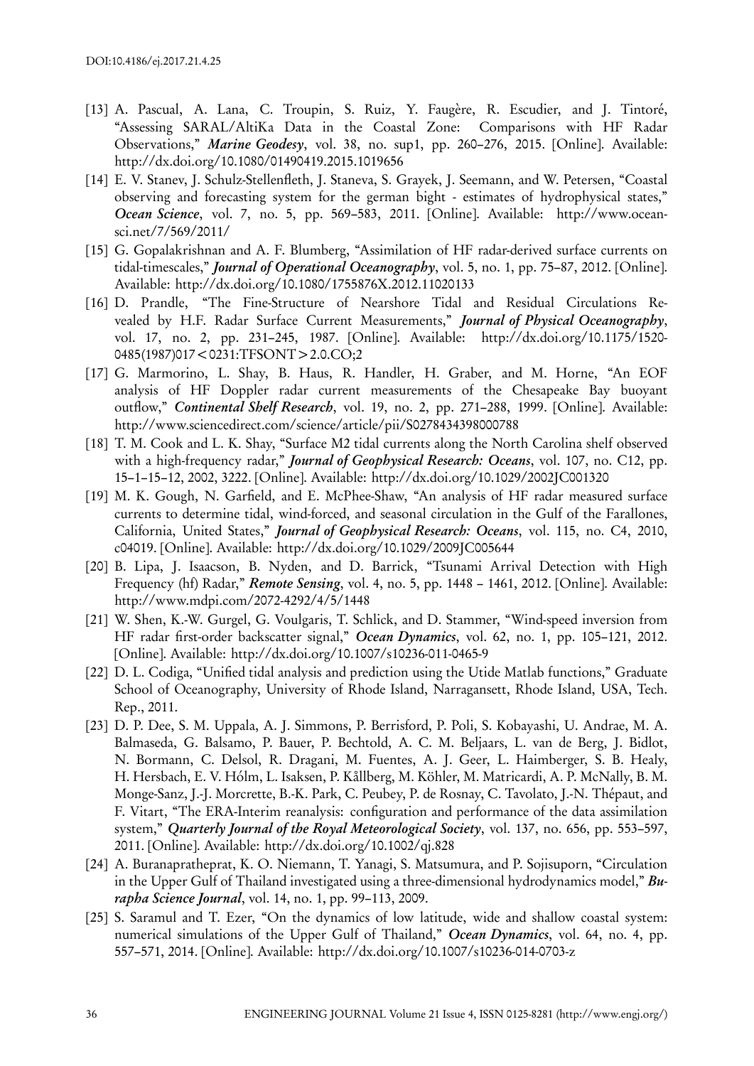[13] A. Pascual, A. Lana, C. Troupin, S. Ruiz, Y. Faugère, R. Escudier, and J. Tintoré, "Assessing SARAL/AltiKa Data in the Coastal Zone: Comparisons with HF Radar Observations," ***Marine Geodesy***, vol. 38, no. sup1, pp. 260–276, 2015. [Online]. Available: http://dx.doi.org/10.1080/01490419.2015.1019656

[14] E. V. Stanev, J. Schulz-Stellenfleth, J. Staneva, S. Grayek, J. Seemann, and W. Petersen, "Coastal observing and forecasting system for the german bight - estimates of hydrophysical states," ***Ocean Science***, vol. 7, no. 5, pp. 569–583, 2011. [Online]. Available: http://www.ocean-sci.net/7/569/2011/

[15] G. Gopalakrishnan and A. F. Blumberg, "Assimilation of HF radar-derived surface currents on tidal-timescales," ***Journal of Operational Oceanography***, vol. 5, no. 1, pp. 75–87, 2012. [Online]. Available: http://dx.doi.org/10.1080/1755876X.2012.11020133

[16] D. Prandle, "The Fine-Structure of Nearshore Tidal and Residual Circulations Revealed by H.F. Radar Surface Current Measurements," ***Journal of Physical Oceanography***, vol. 17, no. 2, pp. 231–245, 1987. [Online]. Available: http://dx.doi.org/10.1175/1520-0485(1987)017<0231:TFSONT>2.0.CO;2

[17] G. Marmorino, L. Shay, B. Haus, R. Handler, H. Graber, and M. Horne, "An EOF analysis of HF Doppler radar current measurements of the Chesapeake Bay buoyant outflow," ***Continental Shelf Research***, vol. 19, no. 2, pp. 271–288, 1999. [Online]. Available: http://www.sciencedirect.com/science/article/pii/S0278434398000788

[18] T. M. Cook and L. K. Shay, "Surface M2 tidal currents along the North Carolina shelf observed with a high-frequency radar," ***Journal of Geophysical Research: Oceans***, vol. 107, no. C12, pp. 15–1–15–12, 2002, 3222. [Online]. Available: http://dx.doi.org/10.1029/2002JC001320

[19] M. K. Gough, N. Garfield, and E. McPhee-Shaw, "An analysis of HF radar measured surface currents to determine tidal, wind-forced, and seasonal circulation in the Gulf of the Farallones, California, United States," ***Journal of Geophysical Research: Oceans***, vol. 115, no. C4, 2010, c04019. [Online]. Available: http://dx.doi.org/10.1029/2009JC005644

[20] B. Lipa, J. Isaacson, B. Nyden, and D. Barrick, "Tsunami Arrival Detection with High Frequency (hf) Radar," ***Remote Sensing***, vol. 4, no. 5, pp. 1448 – 1461, 2012. [Online]. Available: http://www.mdpi.com/2072-4292/4/5/1448

[21] W. Shen, K.-W. Gurgel, G. Voulgaris, T. Schlick, and D. Stammer, "Wind-speed inversion from HF radar first-order backscatter signal," ***Ocean Dynamics***, vol. 62, no. 1, pp. 105–121, 2012. [Online]. Available: http://dx.doi.org/10.1007/s10236-011-0465-9

[22] D. L. Codiga, "Unified tidal analysis and prediction using the Utide Matlab functions," Graduate School of Oceanography, University of Rhode Island, Narragansett, Rhode Island, USA, Tech. Rep., 2011.

[23] D. P. Dee, S. M. Uppala, A. J. Simmons, P. Berrisford, P. Poli, S. Kobayashi, U. Andrae, M. A. Balmaseda, G. Balsamo, P. Bauer, P. Bechtold, A. C. M. Beljaars, L. van de Berg, J. Bidlot, N. Bormann, C. Delsol, R. Dragani, M. Fuentes, A. J. Geer, L. Haimberger, S. B. Healy, H. Hersbach, E. V. Hólm, L. Isaksen, P. Kållberg, M. Köhler, M. Matricardi, A. P. McNally, B. M. Monge-Sanz, J.-J. Morcrette, B.-K. Park, C. Peubey, P. de Rosnay, C. Tavolato, J.-N. Thépaut, and F. Vitart, "The ERA-Interim reanalysis: configuration and performance of the data assimilation system," ***Quarterly Journal of the Royal Meteorological Society***, vol. 137, no. 656, pp. 553–597, 2011. [Online]. Available: http://dx.doi.org/10.1002/qj.828

[24] A. Buranapratheprat, K. O. Niemann, T. Yanagi, S. Matsumura, and P. Sojisuporn, "Circulation in the Upper Gulf of Thailand investigated using a three-dimensional hydrodynamics model," ***Burapha Science Journal***, vol. 14, no. 1, pp. 99–113, 2009.

[25] S. Saramul and T. Ezer, "On the dynamics of low latitude, wide and shallow coastal system: numerical simulations of the Upper Gulf of Thailand," ***Ocean Dynamics***, vol. 64, no. 4, pp. 557–571, 2014. [Online]. Available: http://dx.doi.org/10.1007/s10236-014-0703-z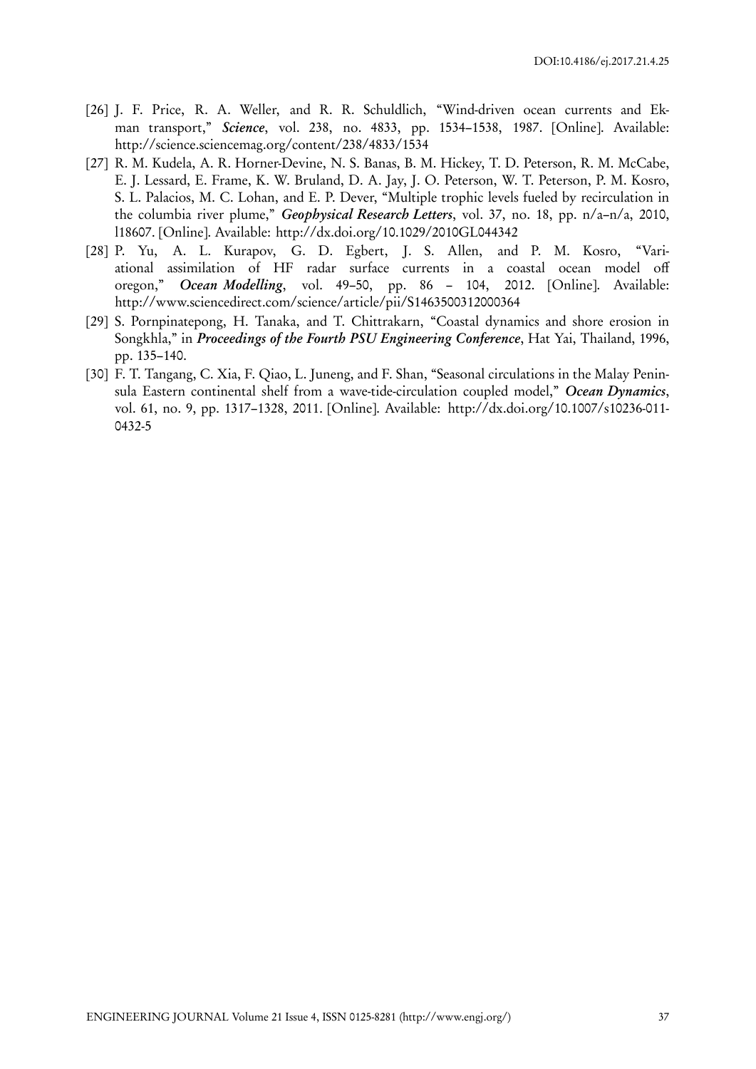[26] J. F. Price, R. A. Weller, and R. R. Schuldlich, "Wind-driven ocean currents and Ekman transport," ***Science***, vol. 238, no. 4833, pp. 1534–1538, 1987. [Online]. Available: http://science.sciencemag.org/content/238/4833/1534

[27] R. M. Kudela, A. R. Horner-Devine, N. S. Banas, B. M. Hickey, T. D. Peterson, R. M. McCabe, E. J. Lessard, E. Frame, K. W. Bruland, D. A. Jay, J. O. Peterson, W. T. Peterson, P. M. Kosro, S. L. Palacios, M. C. Lohan, and E. P. Dever, "Multiple trophic levels fueled by recirculation in the columbia river plume," ***Geophysical Research Letters***, vol. 37, no. 18, pp. n/a–n/a, 2010, l18607. [Online]. Available: http://dx.doi.org/10.1029/2010GL044342

[28] P. Yu, A. L. Kurapov, G. D. Egbert, J. S. Allen, and P. M. Kosro, "Variational assimilation of HF radar surface currents in a coastal ocean model off oregon," ***Ocean Modelling***, vol. 49–50, pp. 86 – 104, 2012. [Online]. Available: http://www.sciencedirect.com/science/article/pii/S1463500312000364

[29] S. Pornpinatepong, H. Tanaka, and T. Chittrakarn, "Coastal dynamics and shore erosion in Songkhla," in ***Proceedings of the Fourth PSU Engineering Conference***, Hat Yai, Thailand, 1996, pp. 135–140.

[30] F. T. Tangang, C. Xia, F. Qiao, L. Juneng, and F. Shan, "Seasonal circulations in the Malay Peninsula Eastern continental shelf from a wave-tide-circulation coupled model," ***Ocean Dynamics***, vol. 61, no. 9, pp. 1317–1328, 2011. [Online]. Available: http://dx.doi.org/10.1007/s10236-011-0432-5